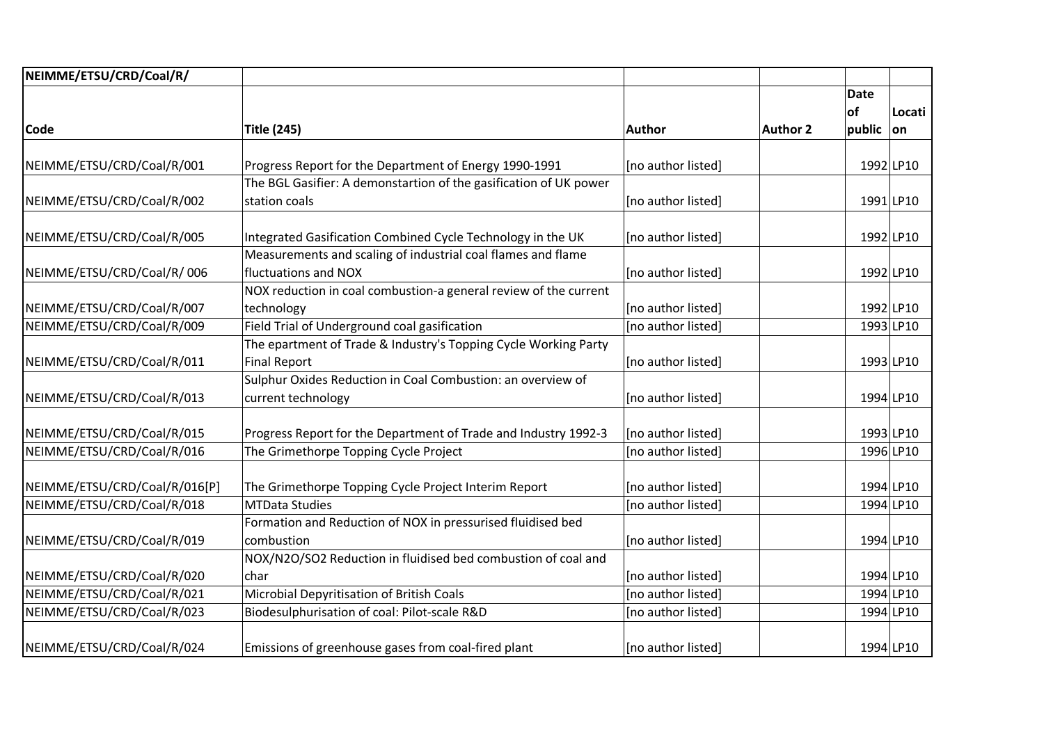| NEIMME/ETSU/CRD/Coal/R/ | | | | | |
|---|---|---|---|---|---|
| **Code** | **Title (245)** | **Author** | **Author 2** | **Date of public** | **Location** |
| NEIMME/ETSU/CRD/Coal/R/001 | Progress Report for the Department of Energy 1990-1991 | [no author listed] | | 1992 | LP10 |
| NEIMME/ETSU/CRD/Coal/R/002 | The BGL Gasifier: A demonstartion of the gasification of UK power station coals | [no author listed] | | 1991 | LP10 |
| NEIMME/ETSU/CRD/Coal/R/005 | Integrated Gasification Combined Cycle Technology in the UK | [no author listed] | | 1992 | LP10 |
| NEIMME/ETSU/CRD/Coal/R/ 006 | Measurements and scaling of industrial coal flames and flame fluctuations and NOX | [no author listed] | | 1992 | LP10 |
| NEIMME/ETSU/CRD/Coal/R/007 | NOX reduction in coal combustion-a general review of the current technology | [no author listed] | | 1992 | LP10 |
| NEIMME/ETSU/CRD/Coal/R/009 | Field Trial of Underground coal gasification | [no author listed] | | 1993 | LP10 |
| NEIMME/ETSU/CRD/Coal/R/011 | The epartment of Trade & Industry's Topping Cycle Working Party Final Report | [no author listed] | | 1993 | LP10 |
| NEIMME/ETSU/CRD/Coal/R/013 | Sulphur Oxides Reduction in Coal Combustion: an overview of current technology | [no author listed] | | 1994 | LP10 |
| NEIMME/ETSU/CRD/Coal/R/015 | Progress Report for the Department of Trade and Industry 1992-3 | [no author listed] | | 1993 | LP10 |
| NEIMME/ETSU/CRD/Coal/R/016 | The Grimethorpe Topping Cycle Project | [no author listed] | | 1996 | LP10 |
| NEIMME/ETSU/CRD/Coal/R/016[P] | The Grimethorpe Topping Cycle Project Interim Report | [no author listed] | | 1994 | LP10 |
| NEIMME/ETSU/CRD/Coal/R/018 | MTData Studies | [no author listed] | | 1994 | LP10 |
| NEIMME/ETSU/CRD/Coal/R/019 | Formation and Reduction of NOX in pressurised fluidised bed combustion | [no author listed] | | 1994 | LP10 |
| NEIMME/ETSU/CRD/Coal/R/020 | NOX/N2O/SO2 Reduction in fluidised bed combustion of coal and char | [no author listed] | | 1994 | LP10 |
| NEIMME/ETSU/CRD/Coal/R/021 | Microbial Depyritisation of British Coals | [no author listed] | | 1994 | LP10 |
| NEIMME/ETSU/CRD/Coal/R/023 | Biodesulphurisation of coal: Pilot-scale R&D | [no author listed] | | 1994 | LP10 |
| NEIMME/ETSU/CRD/Coal/R/024 | Emissions of greenhouse gases from coal-fired plant | [no author listed] | | 1994 | LP10 |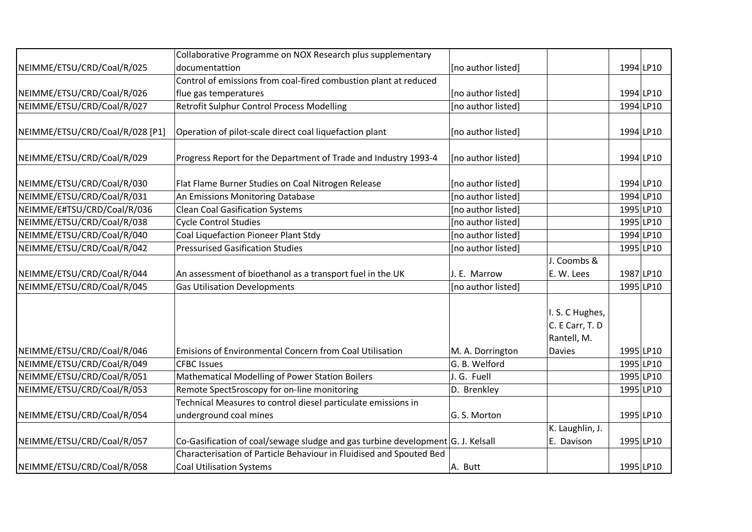| | | | | | |
|---|---|---|---|---|---|
| NEIMME/ETSU/CRD/Coal/R/025 | Collaborative Programme on NOX Research plus supplementary documentattion | [no author listed] | | 1994 | LP10 |
| NEIMME/ETSU/CRD/Coal/R/026 | Control of emissions from coal-fired combustion plant at reduced flue gas temperatures | [no author listed] | | 1994 | LP10 |
| NEIMME/ETSU/CRD/Coal/R/027 | Retrofit Sulphur Control Process Modelling | [no author listed] | | 1994 | LP10 |
| NEIMME/ETSU/CRD/Coal/R/028 [P1] | Operation of pilot-scale direct coal liquefaction plant | [no author listed] | | 1994 | LP10 |
| NEIMME/ETSU/CRD/Coal/R/029 | Progress Report for the Department of Trade and Industry 1993-4 | [no author listed] | | 1994 | LP10 |
| NEIMME/ETSU/CRD/Coal/R/030 | Flat Flame Burner Studies on Coal Nitrogen Release | [no author listed] | | 1994 | LP10 |
| NEIMME/ETSU/CRD/Coal/R/031 | An Emissions Monitoring Database | [no author listed] | | 1994 | LP10 |
| NEIMME/E#TSU/CRD/Coal/R/036 | Clean Coal Gasification Systems | [no author listed] | | 1995 | LP10 |
| NEIMME/ETSU/CRD/Coal/R/038 | Cycle Control Studies | [no author listed] | | 1995 | LP10 |
| NEIMME/ETSU/CRD/Coal/R/040 | Coal Liquefaction Pioneer Plant Stdy | [no author listed] | | 1994 | LP10 |
| NEIMME/ETSU/CRD/Coal/R/042 | Pressurised Gasification Studies | [no author listed] | | 1995 | LP10 |
| NEIMME/ETSU/CRD/Coal/R/044 | An assessment of bioethanol as a transport fuel in the UK | J. E. Marrow | J. Coombs & E. W. Lees | 1987 | LP10 |
| NEIMME/ETSU/CRD/Coal/R/045 | Gas Utilisation Developments | [no author listed] | | 1995 | LP10 |
| NEIMME/ETSU/CRD/Coal/R/046 | Emisions of Environmental Concern from Coal Utilisation | M. A. Dorrington | I. S. C Hughes, C. E Carr, T. D Rantell, M. Davies | 1995 | LP10 |
| NEIMME/ETSU/CRD/Coal/R/049 | CFBC Issues | G. B. Welford | | 1995 | LP10 |
| NEIMME/ETSU/CRD/Coal/R/051 | Mathematical Modelling of Power Station Boilers | J. G. Fuell | | 1995 | LP10 |
| NEIMME/ETSU/CRD/Coal/R/053 | Remote Spect5roscopy for on-line monitoring | D. Brenkley | | 1995 | LP10 |
| NEIMME/ETSU/CRD/Coal/R/054 | Technical Measures to control diesel particulate emissions in underground coal mines | G. S. Morton | | 1995 | LP10 |
| NEIMME/ETSU/CRD/Coal/R/057 | Co-Gasification of coal/sewage sludge and gas turbine development | G. J. Kelsall | K. Laughlin, J. E. Davison | 1995 | LP10 |
| NEIMME/ETSU/CRD/Coal/R/058 | Characterisation of Particle Behaviour in Fluidised and Spouted Bed Coal Utilisation Systems | A. Butt | | 1995 | LP10 |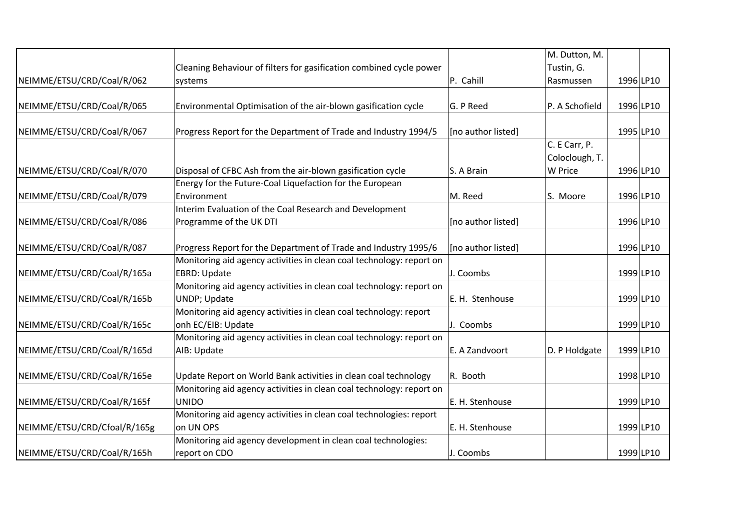| | | | | | |
|---|---|---|---|---|---|
| NEIMME/ETSU/CRD/Coal/R/062 | Cleaning Behaviour of filters for gasification combined cycle power systems | P. Cahill | M. Dutton, M. Tustin, G. Rasmussen | 1996 | LP10 |
| NEIMME/ETSU/CRD/Coal/R/065 | Environmental Optimisation of the air-blown gasification cycle | G. P Reed | P. A Schofield | 1996 | LP10 |
| NEIMME/ETSU/CRD/Coal/R/067 | Progress Report for the Department of Trade and Industry 1994/5 | [no author listed] | | 1995 | LP10 |
| NEIMME/ETSU/CRD/Coal/R/070 | Disposal of CFBC Ash from the air-blown gasification cycle | S. A Brain | C. E Carr, P. Coloclough, T. W Price | 1996 | LP10 |
| NEIMME/ETSU/CRD/Coal/R/079 | Energy for the Future-Coal Liquefaction for the European Environment | M. Reed | S. Moore | 1996 | LP10 |
| NEIMME/ETSU/CRD/Coal/R/086 | Interim Evaluation of the Coal Research and Development Programme of the UK DTI | [no author listed] | | 1996 | LP10 |
| NEIMME/ETSU/CRD/Coal/R/087 | Progress Report for the Department of Trade and Industry 1995/6 | [no author listed] | | 1996 | LP10 |
| NEIMME/ETSU/CRD/Coal/R/165a | Monitoring aid agency activities in clean coal technology: report on EBRD: Update | J. Coombs | | 1999 | LP10 |
| NEIMME/ETSU/CRD/Coal/R/165b | Monitoring aid agency activities in clean coal technology: report on UNDP; Update | E. H. Stenhouse | | 1999 | LP10 |
| NEIMME/ETSU/CRD/Coal/R/165c | Monitoring aid agency activities in clean coal technology: report onh EC/EIB: Update | J. Coombs | | 1999 | LP10 |
| NEIMME/ETSU/CRD/Coal/R/165d | Monitoring aid agency activities in clean coal technology: report on AIB: Update | E. A Zandvoort | D. P Holdgate | 1999 | LP10 |
| NEIMME/ETSU/CRD/Coal/R/165e | Update Report on World Bank activities in clean coal technology | R. Booth | | 1998 | LP10 |
| NEIMME/ETSU/CRD/Coal/R/165f | Monitoring aid agency activities in clean coal technology: report on UNIDO | E. H. Stenhouse | | 1999 | LP10 |
| NEIMME/ETSU/CRD/Cfoal/R/165g | Monitoring aid agency activities in clean coal technologies: report on UN OPS | E. H. Stenhouse | | 1999 | LP10 |
| NEIMME/ETSU/CRD/Coal/R/165h | Monitoring aid agency development in clean coal technologies: report on CDO | J. Coombs | | 1999 | LP10 |